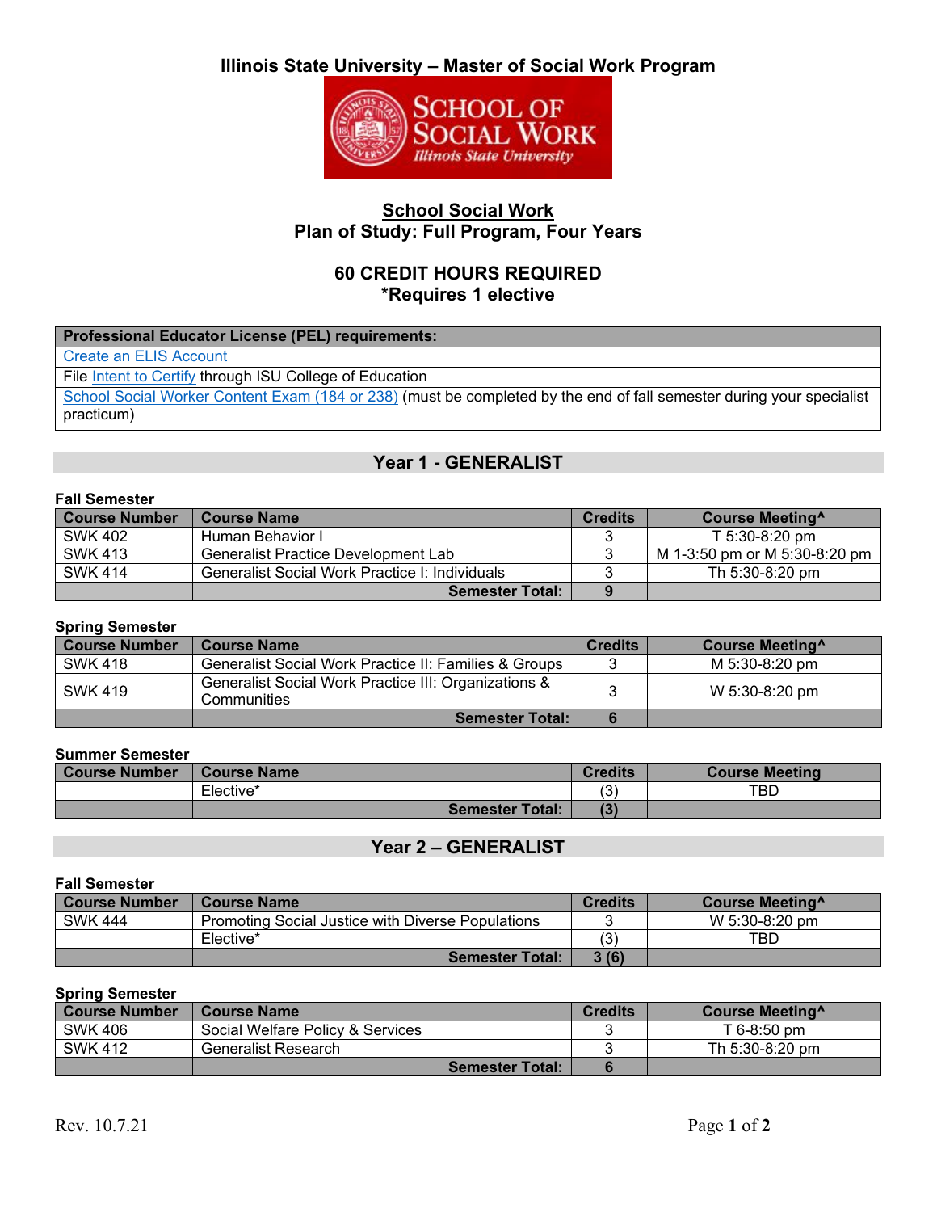# Illinois State University – Master of Social Work Program

## School Social Work
## Plan of Study: Full Program, Four Years

### 60 CREDIT HOURS REQUIRED
### *Requires 1 elective

| Professional Educator License (PEL) requirements: |
| --- |
| Create an ELIS Account |
| File Intent to Certify through ISU College of Education |
| School Social Worker Content Exam (184 or 238) (must be completed by the end of fall semester during your specialist practicum) |

## Year 1 - GENERALIST

**Fall Semester**

| Course Number | Course Name | Credits | Course Meeting^ |
| --- | --- | --- | --- |
| SWK 402 | Human Behavior I | 3 | T 5:30-8:20 pm |
| SWK 413 | Generalist Practice Development Lab | 3 | M 1-3:50 pm or M 5:30-8:20 pm |
| SWK 414 | Generalist Social Work Practice I: Individuals | 3 | Th 5:30-8:20 pm |
| | **Semester Total:** | **9** | |

**Spring Semester**

| Course Number | Course Name | Credits | Course Meeting^ |
| --- | --- | --- | --- |
| SWK 418 | Generalist Social Work Practice II: Families & Groups | 3 | M 5:30-8:20 pm |
| SWK 419 | Generalist Social Work Practice III: Organizations & Communities | 3 | W 5:30-8:20 pm |
| | **Semester Total:** | **6** | |

**Summer Semester**

| Course Number | Course Name | Credits | Course Meeting |
| --- | --- | --- | --- |
| | Elective* | (3) | TBD |
| | **Semester Total:** | **(3)** | |

## Year 2 – GENERALIST

**Fall Semester**

| Course Number | Course Name | Credits | Course Meeting^ |
| --- | --- | --- | --- |
| SWK 444 | Promoting Social Justice with Diverse Populations | 3 | W 5:30-8:20 pm |
| | Elective* | (3) | TBD |
| | **Semester Total:** | **3 (6)** | |

**Spring Semester**

| Course Number | Course Name | Credits | Course Meeting^ |
| --- | --- | --- | --- |
| SWK 406 | Social Welfare Policy & Services | 3 | T 6-8:50 pm |
| SWK 412 | Generalist Research | 3 | Th 5:30-8:20 pm |
| | **Semester Total:** | **6** | |

Rev. 10.7.21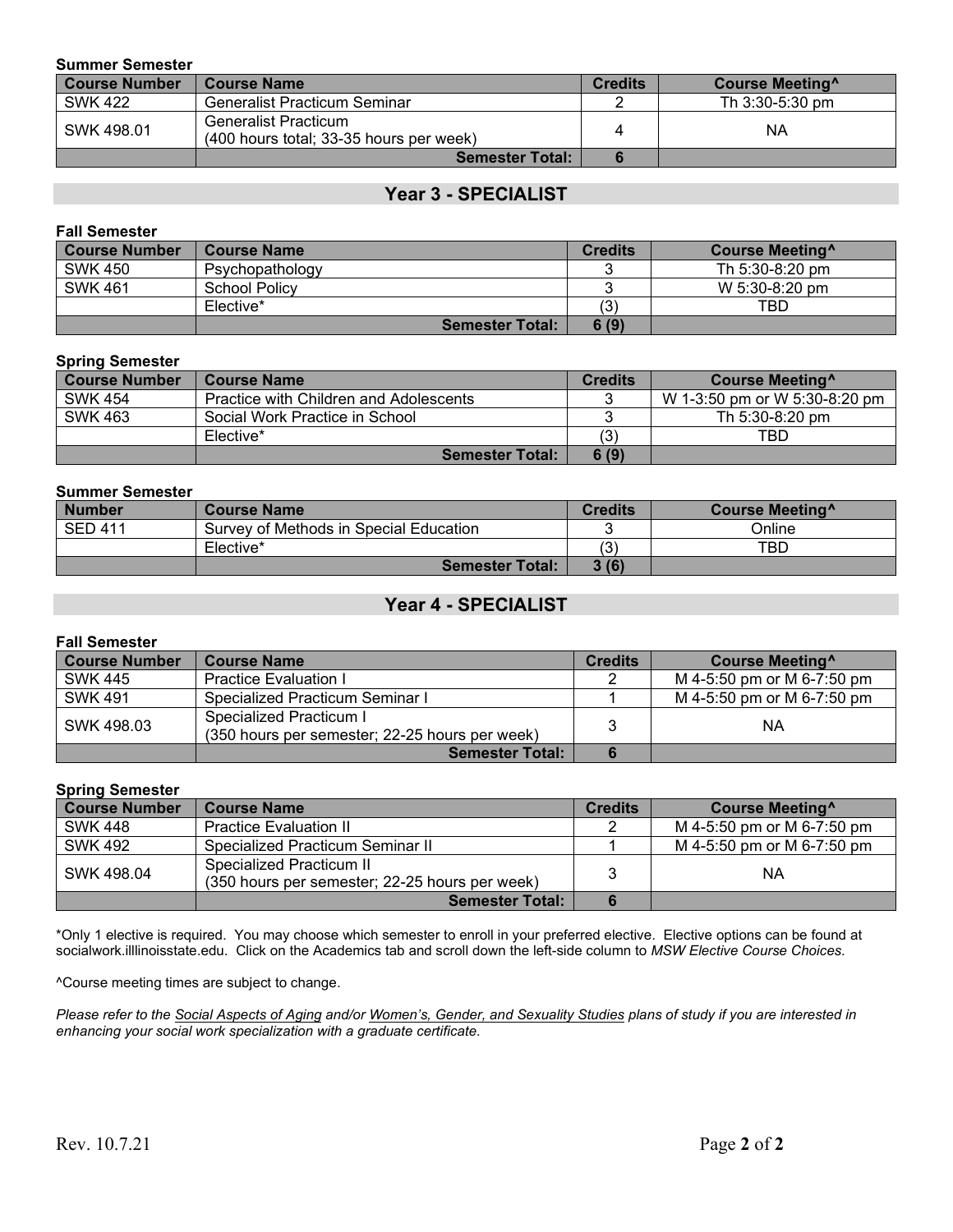**Summer Semester**

| Course Number | Course Name | Credits | Course Meeting^ |
|---|---|---|---|
| SWK 422 | Generalist Practicum Seminar | 2 | Th 3:30-5:30 pm |
| SWK 498.01 | Generalist Practicum (400 hours total; 33-35 hours per week) | 4 | NA |
| | **Semester Total:** | **6** | |

## Year 3 - SPECIALIST

**Fall Semester**

| Course Number | Course Name | Credits | Course Meeting^ |
|---|---|---|---|
| SWK 450 | Psychopathology | 3 | Th 5:30-8:20 pm |
| SWK 461 | School Policy | 3 | W 5:30-8:20 pm |
| | Elective* | (3) | TBD |
| | **Semester Total:** | **6 (9)** | |

**Spring Semester**

| Course Number | Course Name | Credits | Course Meeting^ |
|---|---|---|---|
| SWK 454 | Practice with Children and Adolescents | 3 | W 1-3:50 pm or W 5:30-8:20 pm |
| SWK 463 | Social Work Practice in School | 3 | Th 5:30-8:20 pm |
| | Elective* | (3) | TBD |
| | **Semester Total:** | **6 (9)** | |

**Summer Semester**

| Number | Course Name | Credits | Course Meeting^ |
|---|---|---|---|
| SED 411 | Survey of Methods in Special Education | 3 | Online |
| | Elective* | (3) | TBD |
| | **Semester Total:** | **3 (6)** | |

## Year 4 - SPECIALIST

**Fall Semester**

| Course Number | Course Name | Credits | Course Meeting^ |
|---|---|---|---|
| SWK 445 | Practice Evaluation I | 2 | M 4-5:50 pm or M 6-7:50 pm |
| SWK 491 | Specialized Practicum Seminar I | 1 | M 4-5:50 pm or M 6-7:50 pm |
| SWK 498.03 | Specialized Practicum I (350 hours per semester; 22-25 hours per week) | 3 | NA |
| | **Semester Total:** | **6** | |

**Spring Semester**

| Course Number | Course Name | Credits | Course Meeting^ |
|---|---|---|---|
| SWK 448 | Practice Evaluation II | 2 | M 4-5:50 pm or M 6-7:50 pm |
| SWK 492 | Specialized Practicum Seminar II | 1 | M 4-5:50 pm or M 6-7:50 pm |
| SWK 498.04 | Specialized Practicum II (350 hours per semester; 22-25 hours per week) | 3 | NA |
| | **Semester Total:** | **6** | |

*Only 1 elective is required. You may choose which semester to enroll in your preferred elective. Elective options can be found at socialwork.illlinoisstate.edu. Click on the Academics tab and scroll down the left-side column to *MSW Elective Course Choices.*

^Course meeting times are subject to change.

*Please refer to the Social Aspects of Aging and/or Women's, Gender, and Sexuality Studies plans of study if you are interested in enhancing your social work specialization with a graduate certificate.*

Rev. 10.7.21